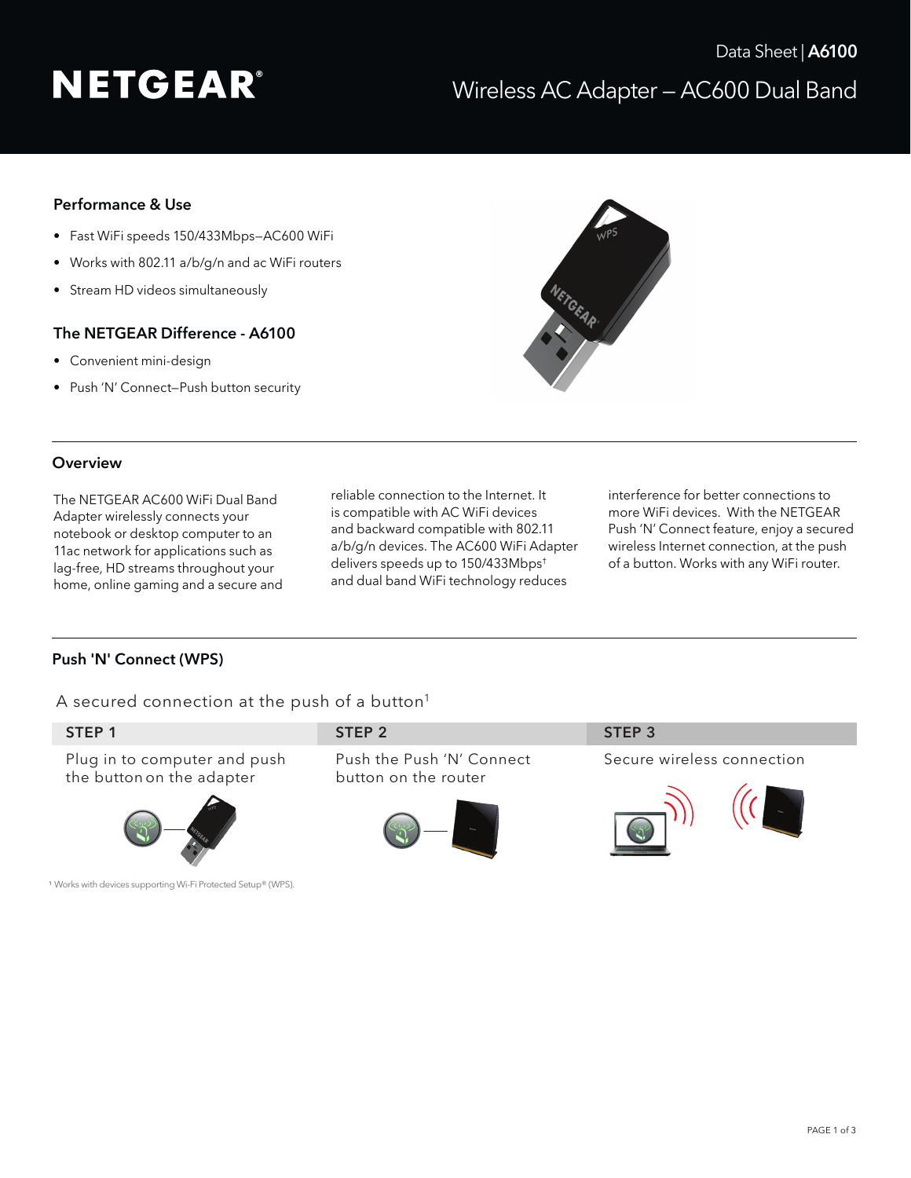# NETGEAR®

Data Sheet | **A6100**

## Wireless AC Adapter – AC600 Dual Band

### Performance & Use

- Fast WiFi speeds 150/433Mbps–AC600 WiFi
- Works with 802.11 a/b/g/n and ac WiFi routers
- Stream HD videos simultaneously

### The NETGEAR Difference - A6100

- Convenient mini-design
- Push 'N' Connect–Push button security

### Overview

The NETGEAR AC600 WiFi Dual Band Adapter wirelessly connects your notebook or desktop computer to an 11ac network for applications such as lag-free, HD streams throughout your home, online gaming and a secure and reliable connection to the Internet. It is compatible with AC WiFi devices and backward compatible with 802.11 a/b/g/n devices. The AC600 WiFi Adapter delivers speeds up to 150/433Mbps† and dual band WiFi technology reduces interference for better connections to more WiFi devices. With the NETGEAR Push 'N' Connect feature, enjoy a secured wireless Internet connection, at the push of a button. Works with any WiFi router.

### Push 'N' Connect (WPS)

A secured connection at the push of a button[1]

| STEP 1 | STEP 2 | STEP 3 |
| --- | --- | --- |
| Plug in to computer and push the button on the adapter | Push the Push 'N' Connect button on the router | Secure wireless connection |

[1] Works with devices supporting Wi-Fi Protected Setup® (WPS).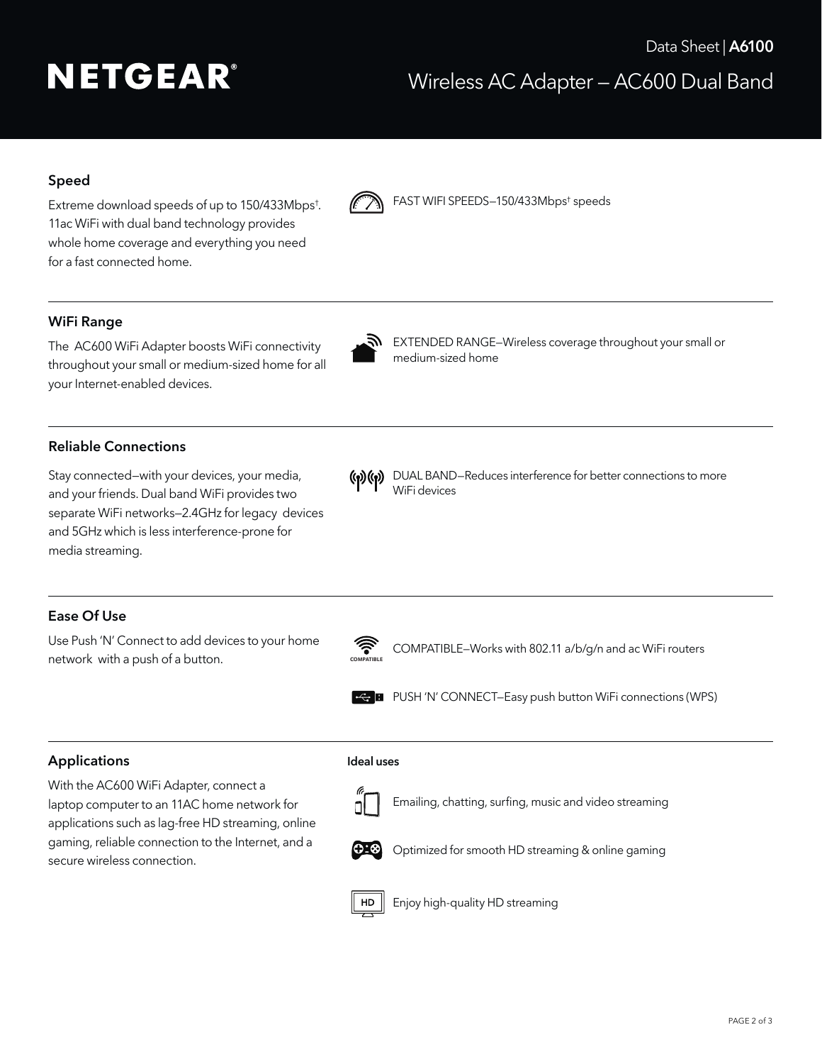# NETGEAR®

Data Sheet | **A6100**

Wireless AC Adapter — AC600 Dual Band

## Speed

Extreme download speeds of up to 150/433Mbps†. 11ac WiFi with dual band technology provides whole home coverage and everything you need for a fast connected home.

FAST WIFI SPEEDS—150/433Mbps† speeds

## WiFi Range

The AC600 WiFi Adapter boosts WiFi connectivity throughout your small or medium-sized home for all your Internet-enabled devices.

EXTENDED RANGE—Wireless coverage throughout your small or medium-sized home

## Reliable Connections

Stay connected—with your devices, your media, and your friends. Dual band WiFi provides two separate WiFi networks—2.4GHz for legacy devices and 5GHz which is less interference-prone for media streaming.

DUAL BAND—Reduces interference for better connections to more WiFi devices

## Ease Of Use

Use Push 'N' Connect to add devices to your home network with a push of a button.

COMPATIBLE—Works with 802.11 a/b/g/n and ac WiFi routers

PUSH 'N' CONNECT—Easy push button WiFi connections (WPS)

## Applications

With the AC600 WiFi Adapter, connect a laptop computer to an 11AC home network for applications such as lag-free HD streaming, online gaming, reliable connection to the Internet, and a secure wireless connection.

**Ideal uses**

Emailing, chatting, surfing, music and video streaming

Optimized for smooth HD streaming & online gaming

Enjoy high-quality HD streaming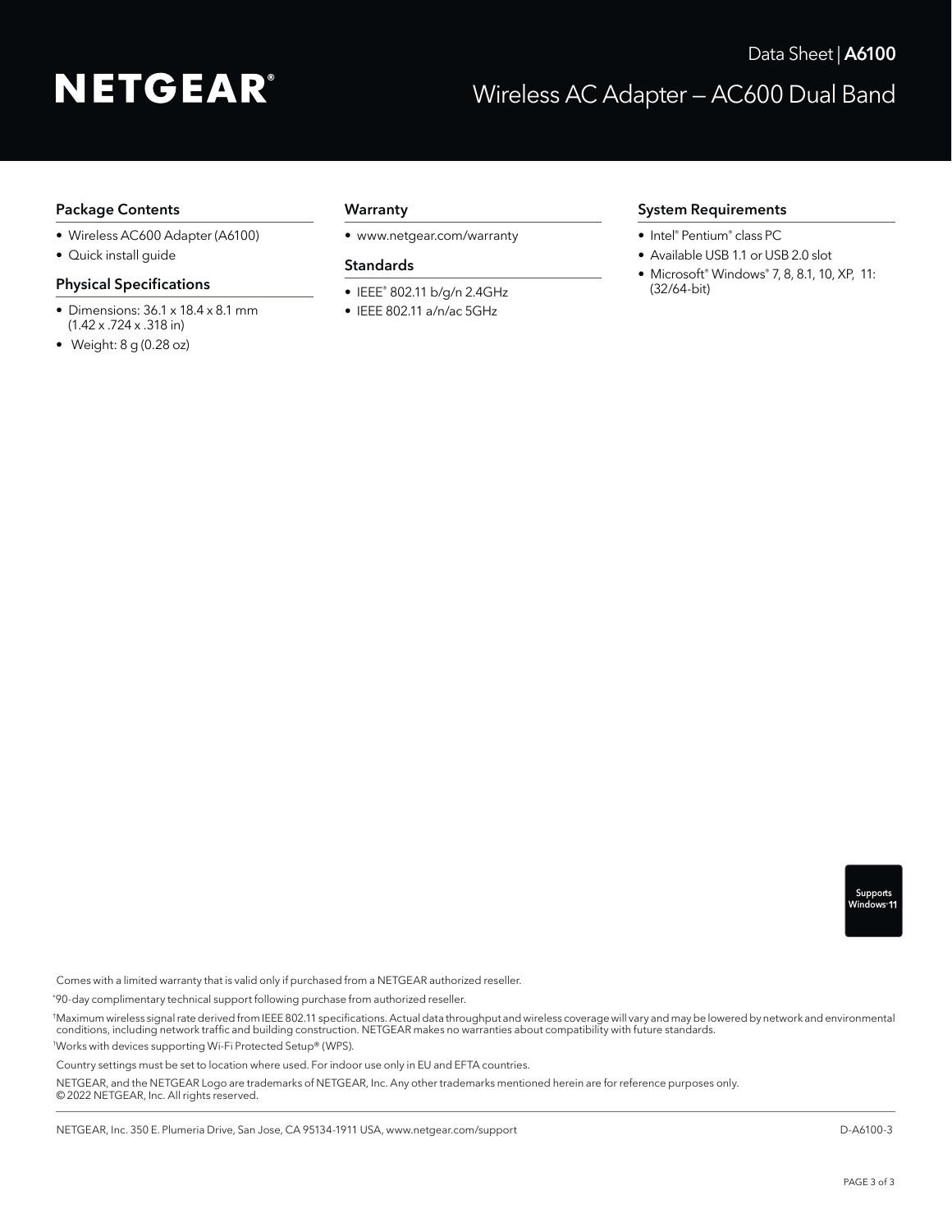## Package Contents

- Wireless AC600 Adapter (A6100)
- Quick install guide

## Physical Specifications

- Dimensions: 36.1 x 18.4 x 8.1 mm (1.42 x .724 x .318 in)
- Weight: 8 g (0.28 oz)

## Warranty

- www.netgear.com/warranty

## Standards

- IEEE® 802.11 b/g/n 2.4GHz
- IEEE 802.11 a/n/ac 5GHz

## System Requirements

- Intel® Pentium® class PC
- Available USB 1.1 or USB 2.0 slot
- Microsoft® Windows® 7, 8, 8.1, 10, XP, 11: (32/64-bit)

Supports Windows® 11

Comes with a limited warranty that is valid only if purchased from a NETGEAR authorized reseller.

*90-day complimentary technical support following purchase from authorized reseller.

†Maximum wireless signal rate derived from IEEE 802.11 specifications. Actual data throughput and wireless coverage will vary and may be lowered by network and environmental conditions, including network traffic and building construction. NETGEAR makes no warranties about compatibility with future standards.

‡Works with devices supporting Wi-Fi Protected Setup® (WPS).

Country settings must be set to location where used. For indoor use only in EU and EFTA countries.

NETGEAR, and the NETGEAR Logo are trademarks of NETGEAR, Inc. Any other trademarks mentioned herein are for reference purposes only.
© 2022 NETGEAR, Inc. All rights reserved.

NETGEAR, Inc. 350 E. Plumeria Drive, San Jose, CA 95134-1911 USA, www.netgear.com/support

D-A6100-3